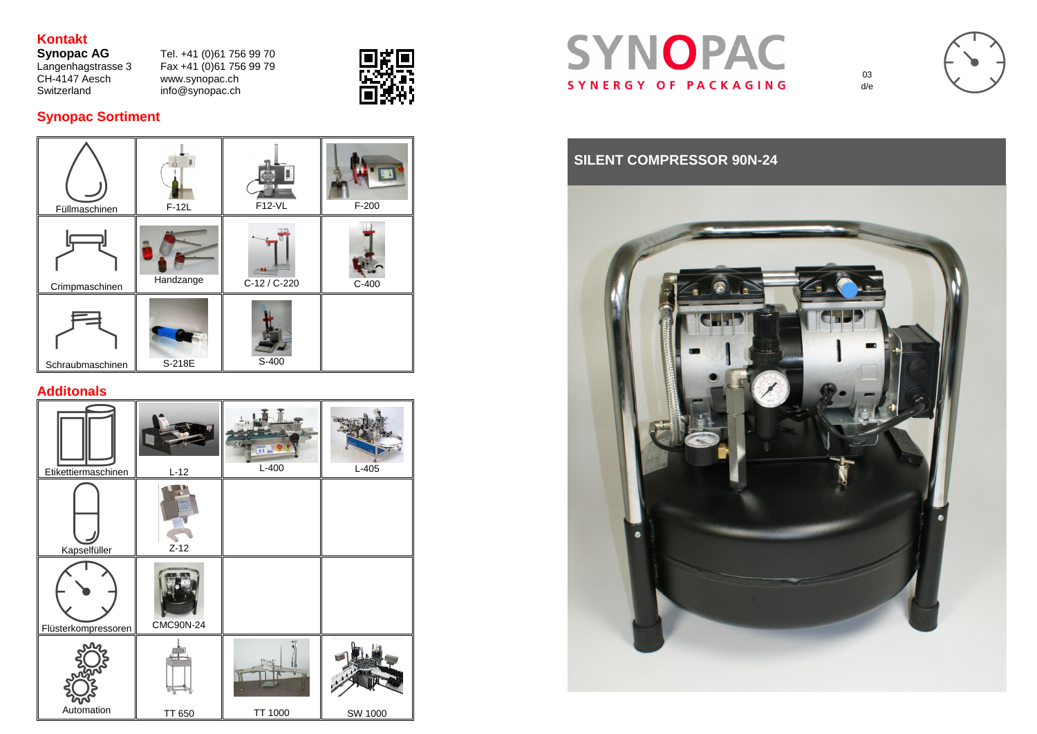## Kontakt

**Synopac AG**
Langenhagstrasse 3
CH-4147 Aesch
Switzerland

Tel. +41 (0)61 756 99 70
Fax +41 (0)61 756 99 79
www.synopac.ch
info@synopac.ch

## Synopac Sortiment

| | | | |
|---|---|---|---|
| Füllmaschinen | F-12L | F12-VL | F-200 |
| Crimpmaschinen | Handzange | C-12 / C-220 | C-400 |
| Schraubmaschinen | S-218E | S-400 | |

## Additonals

| | | | |
|---|---|---|---|
| Etikettiermaschinen | L-12 | L-400 | L-405 |
| Kapselfüller | Z-12 | | |
| Flüsterkompressoren | CMC90N-24 | | |
| Automation | TT 650 | TT 1000 | SW 1000 |

# SYNOPAC

SYNERGY OF PACKAGING

03
d/e

## SILENT COMPRESSOR 90N-24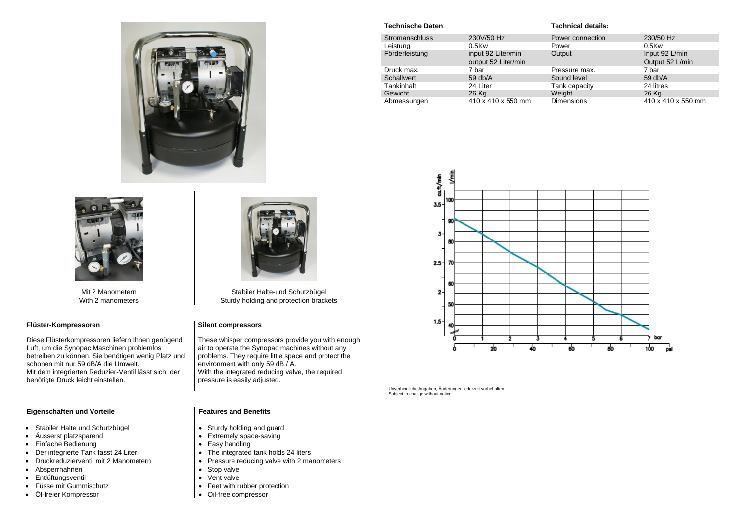Mit 2 Manometern
With 2 manometers

Stabiler Halte-und Schutzbügel
Sturdy holding and protection brackets

### Flüster-Kompressoren

Diese Flüsterkompressoren liefern Ihnen genügend Luft, um die Synopac Maschinen problemlos betreiben zu können. Sie benötigen wenig Platz und schonen mit nur 59 dB/A die Umwelt.
Mit dem integrierten Reduzier-Ventil lässt sich der benötigte Druck leicht einstellen.

### Silent compressors

These whisper compressors provide you with enough air to operate the Synopac machines without any problems. They require little space and protect the environment with only 59 dB / A.
With the integrated reducing valve, the required pressure is easily adjusted.

### Eigenschaften und Vorteile

- Stabiler Halte und Schutzbügel
- Äusserst platzsparend
- Einfache Bedienung
- Der integrierte Tank fasst 24 Liter
- Druckreduzierventil mit 2 Manometern
- Absperrhahnen
- Entlüftungsventil
- Füsse mit Gummischutz
- Öl-freier Kompressor

### Features and Benefits

- Sturdy holding and guard
- Extremely space-saving
- Easy handling
- The integrated tank holds 24 liters
- Pressure reducing valve with 2 manometers
- Stop valve
- Vent valve
- Feet with rubber protection
- Oil-free compressor

| **Technische Daten**: | | **Technical details:** | |
|---|---|---|---|
| Stromanschluss | 230V/50 Hz | Power connection | 230/50 Hz |
| Leistung | 0.5Kw | Power | 0.5Kw |
| Förderleistung | input 92 Liter/min | Output | Input 92 L/min |
| | output 52 Liter/min | | Output 52 L/min |
| Druck max. | 7 bar | Pressure max. | 7 bar |
| Schallwert | 59 db/A | Sound level | 59 db/A |
| Tankinhalt | 24 Liter | Tank capacity | 24 litres |
| Gewicht | 26 Kg | Weight | 26 Kg |
| Abmessungen | 410 x 410 x 550 mm | Dimensions | 410 x 410 x 550 mm |

cu.ft/min l/min
3.5 3 2.5 2 1.5
100 90 80 70 60 50 40
0 1 2 3 4 5 6 7 bar
0 20 40 60 80 100 psi

Unverbindliche Angaben, Änderungen jederzeit vorbehalten.
Subject to change without notice.